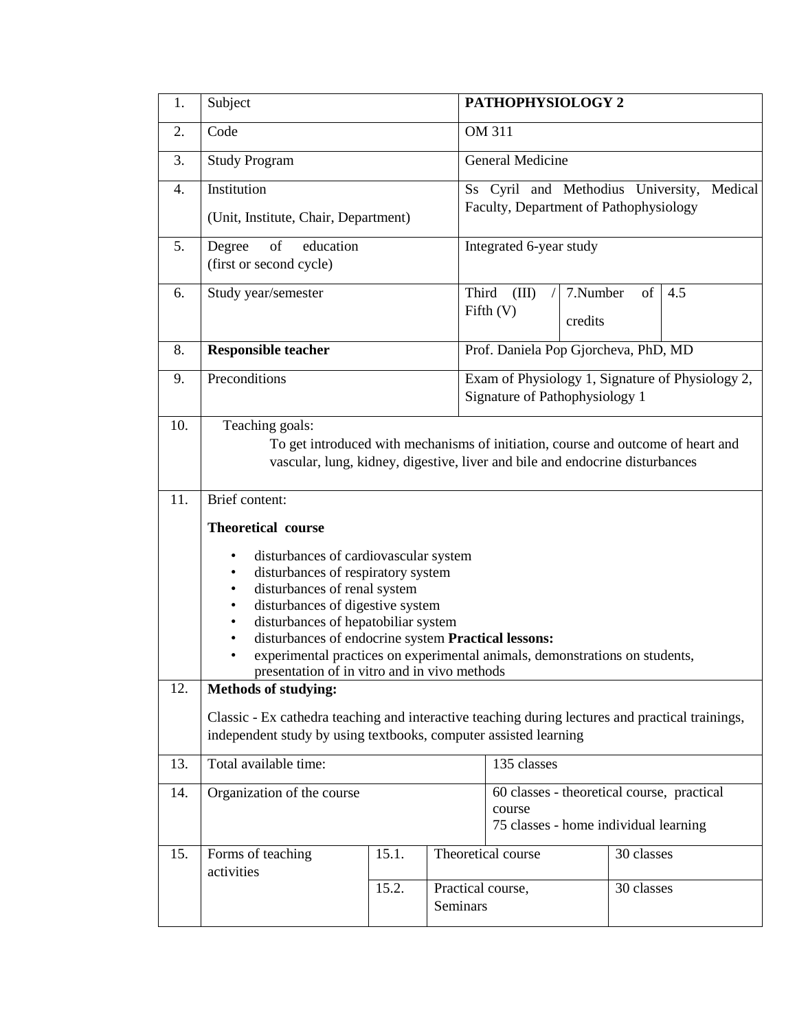| | | | | | |
|---|---|---|---|---|---|
| 1. | Subject | | **PATHOPHYSIOLOGY 2** | | |
| 2. | Code | | OM 311 | | |
| 3. | Study Program | | General Medicine | | |
| 4. | Institution<br><br>(Unit, Institute, Chair, Department) | | Ss Cyril and Methodius University, Medical Faculty, Department of Pathophysiology | | |
| 5. | Degree of education<br>(first or second cycle) | | Integrated 6-year study | | |
| 6. | Study year/semester | | Third (III) / Fifth (V) | 7.Number of credits | 4.5 |
| 8. | **Responsible teacher** | | Prof. Daniela Pop Gjorcheva, PhD, MD | | |
| 9. | Preconditions | | Exam of Physiology 1, Signature of Physiology 2, Signature of Pathophysiology 1 | | |
| 10. | Teaching goals:<br>To get introduced with mechanisms of initiation, course and outcome of heart and vascular, lung, kidney, digestive, liver and bile and endocrine disturbances | | | | |
| 11. | Brief content:<br><br>**Theoretical course**<br><br>• disturbances of cardiovascular system<br>• disturbances of respiratory system<br>• disturbances of renal system<br>• disturbances of digestive system<br>• disturbances of hepatobiliar system<br>• disturbances of endocrine system **Practical lessons:**<br>• experimental practices on experimental animals, demonstrations on students, presentation of in vitro and in vivo methods | | | | |
| 12. | **Methods of studying:**<br><br>Classic - Ex cathedra teaching and interactive teaching during lectures and practical trainings, independent study by using textbooks, computer assisted learning | | | | |
| 13. | Total available time: | | 135 classes | | |
| 14. | Organization of the course | | 60 classes - theoretical course, practical course<br>75 classes - home individual learning | | |
| 15. | Forms of teaching activities | 15.1. | Theoretical course | 30 classes | |
| | | 15.2. | Practical course, Seminars | 30 classes | |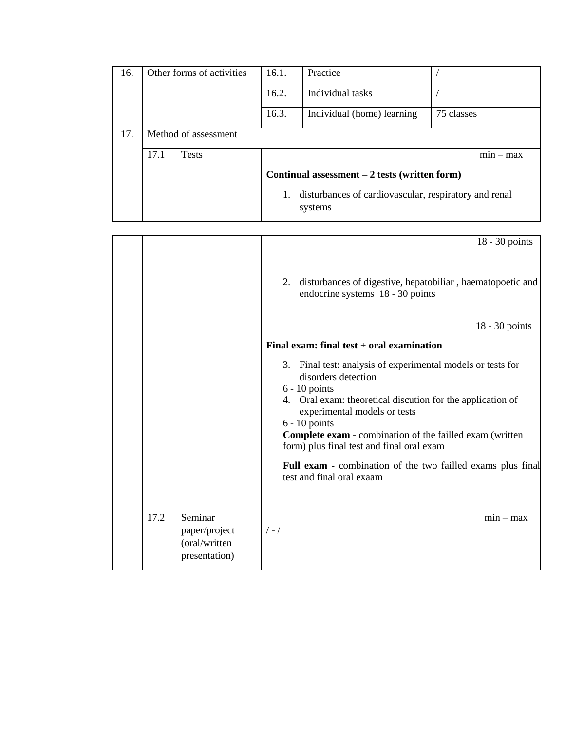| 16. | Other forms of activities | | 16.1. | Practice | / |
|---|---|---|---|---|---|
| | | | 16.2. | Individual tasks | / |
| | | | 16.3. | Individual (home) learning | 75 classes |
| 17. | Method of assessment | | | | |
| | 17.1 | Tests | min – max<br><br>**Continual assessment – 2 tests (written form)**<br><br>1. disturbances of cardiovascular, respiratory and renal systems<br><br>18 - 30 points<br><br>2. disturbances of digestive, hepatobiliar , haematopoetic and endocrine systems 18 - 30 points<br><br>18 - 30 points<br><br>**Final exam: final test + oral examination**<br><br>3. Final test: analysis of experimental models or tests for disorders detection<br>6 - 10 points<br>4. Oral exam: theoretical discution for the application of experimental models or tests<br>6 - 10 points<br>**Complete exam -** combination of the failled exam (written form) plus final test and final oral exam<br><br>**Full exam -** combination of the two failled exams plus final test and final oral exaam | | |
| | 17.2 | Seminar paper/project (oral/written presentation) | min – max<br>/ - / | | |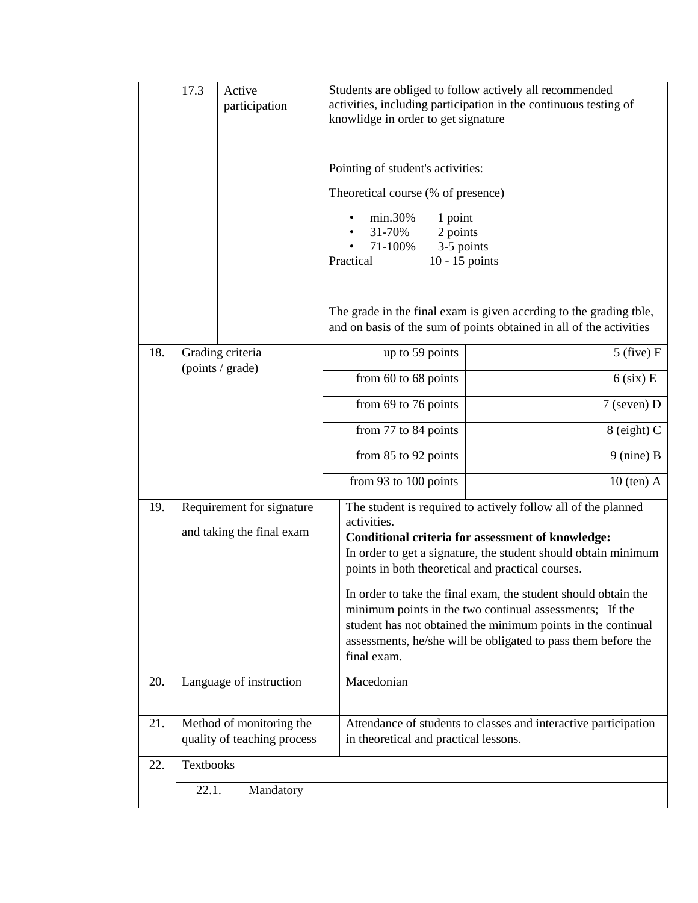| | | | | |
|---|---|---|---|---|
| | 17.3 | Active participation | Students are obliged to follow actively all recommended activities, including participation in the continuous testing of knowlidge in order to get signature<br><br>Pointing of student's activities:<br><br>Theoretical course (% of presence)<br><br>• min.30% 1 point<br>• 31-70% 2 points<br>• 71-100% 3-5 points<br><br>Practical 10 - 15 points<br><br>The grade in the final exam is given accrding to the grading tble, and on basis of the sum of points obtained in all of the activities | |
| 18. | Grading criteria (points / grade) | | up to 59 points | 5 (five) F |
| | | | from 60 to 68 points | 6 (six) E |
| | | | from 69 to 76 points | 7 (seven) D |
| | | | from 77 to 84 points | 8 (eight) C |
| | | | from 85 to 92 points | 9 (nine) B |
| | | | from 93 to 100 points | 10 (ten) A |
| 19. | Requirement for signature and taking the final exam | | The student is required to actively follow all of the planned activities.<br>**Conditional criteria for assessment of knowledge:**<br>In order to get a signature, the student should obtain minimum points in both theoretical and practical courses.<br><br>In order to take the final exam, the student should obtain the minimum points in the two continual assessments; If the student has not obtained the minimum points in the continual assessments, he/she will be obligated to pass them before the final exam. | |
| 20. | Language of instruction | | Macedonian | |
| 21. | Method of monitoring the quality of teaching process | | Attendance of students to classes and interactive participation in theoretical and practical lessons. | |
| 22. | Textbooks | | | |
| | 22.1. | Mandatory | | |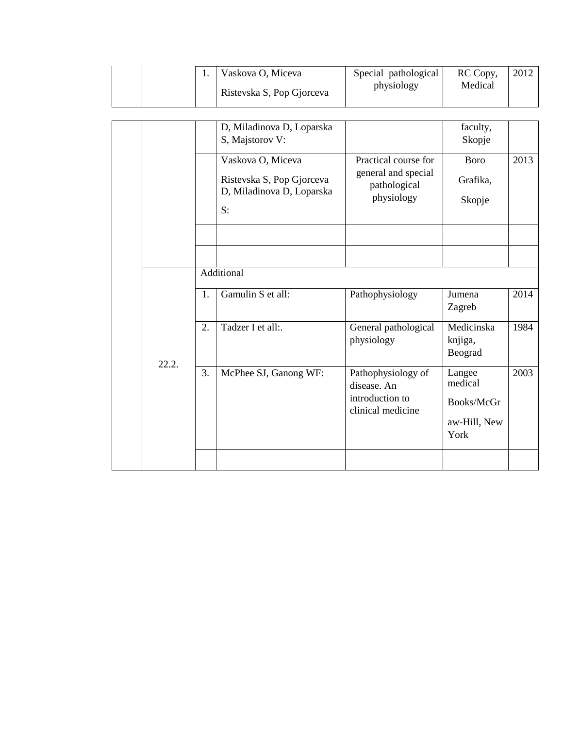| | | | | | | |
|---|---|---|---|---|---|---|
| | | 1. | Vaskova O, Miceva Ristevska S, Pop Gjorceva D, Miladinova D, Loparska S, Majstorov V: | Special pathological physiology | RC Copy, Medical faculty, Skopje | 2012 |
| | | | Vaskova O, Miceva Ristevska S, Pop Gjorceva D, Miladinova D, Loparska S: | Practical course for general and special pathological physiology | Boro Grafika, Skopje | 2013 |
| | | | | | | |
| | | | | | | |
| | 22.2. | Additional | | | | |
| | | 1. | Gamulin S et all: | Pathophysiology | Jumena Zagreb | 2014 |
| | | 2. | Tadzer I et all:. | General pathological physiology | Medicinska knjiga, Beograd | 1984 |
| | | 3. | McPhee SJ, Ganong WF: | Pathophysiology of disease. An introduction to clinical medicine | Langee medical Books/McGraw-Hill, New York | 2003 |
| | | | | | | |